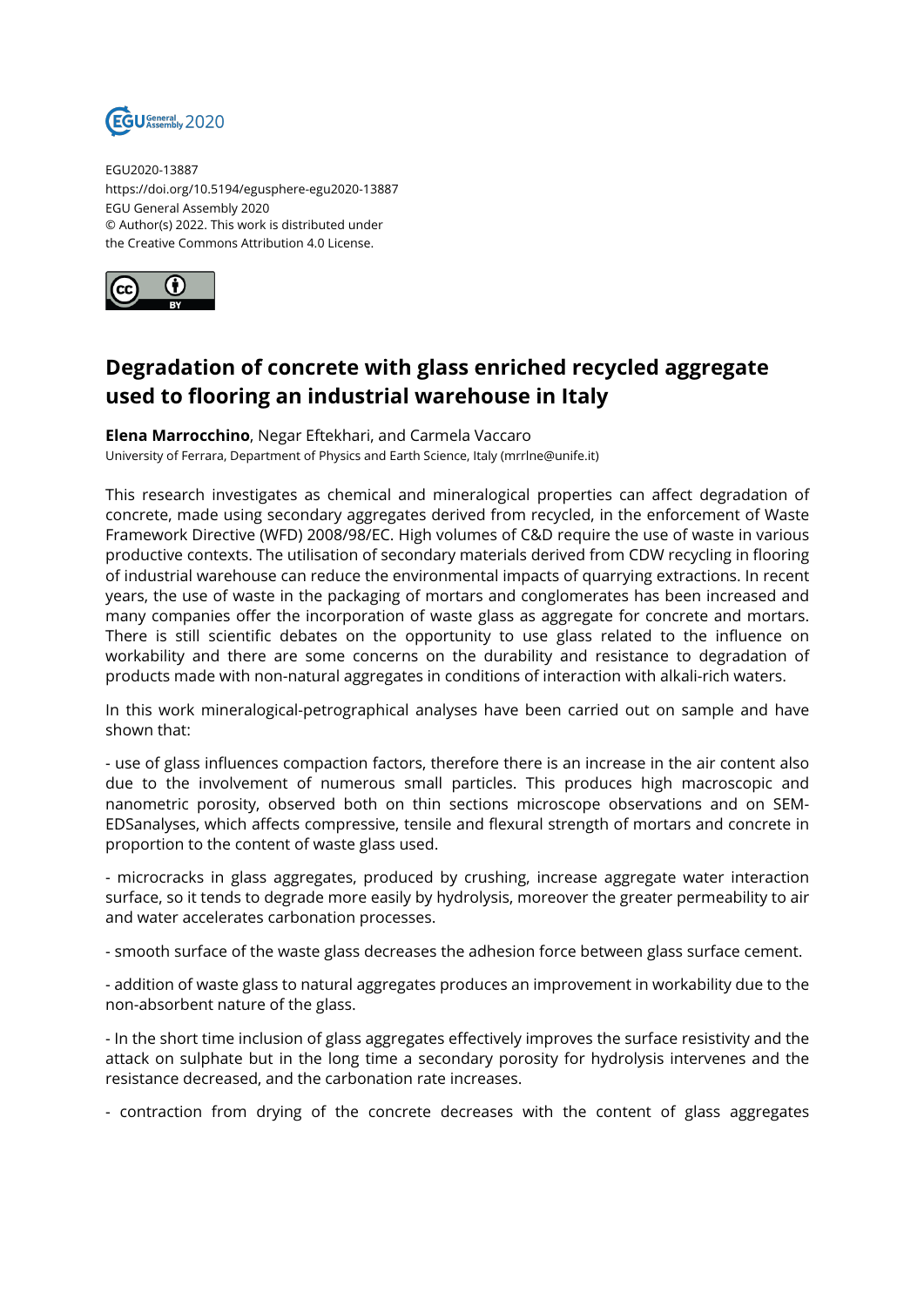EGU2020-13887
https://doi.org/10.5194/egusphere-egu2020-13887
EGU General Assembly 2020
© Author(s) 2022. This work is distributed under
the Creative Commons Attribution 4.0 License.

# Degradation of concrete with glass enriched recycled aggregate used to flooring an industrial warehouse in Italy

**Elena Marrocchino**, Negar Eftekhari, and Carmela Vaccaro
University of Ferrara, Department of Physics and Earth Science, Italy (mrrlne@unife.it)

This research investigates as chemical and mineralogical properties can affect degradation of concrete, made using secondary aggregates derived from recycled, in the enforcement of Waste Framework Directive (WFD) 2008/98/EC. High volumes of C&D require the use of waste in various productive contexts. The utilisation of secondary materials derived from CDW recycling in flooring of industrial warehouse can reduce the environmental impacts of quarrying extractions. In recent years, the use of waste in the packaging of mortars and conglomerates has been increased and many companies offer the incorporation of waste glass as aggregate for concrete and mortars. There is still scientific debates on the opportunity to use glass related to the influence on workability and there are some concerns on the durability and resistance to degradation of products made with non-natural aggregates in conditions of interaction with alkali-rich waters.

In this work mineralogical-petrographical analyses have been carried out on sample and have shown that:

- use of glass influences compaction factors, therefore there is an increase in the air content also due to the involvement of numerous small particles. This produces high macroscopic and nanometric porosity, observed both on thin sections microscope observations and on SEM-EDSanalyses, which affects compressive, tensile and flexural strength of mortars and concrete in proportion to the content of waste glass used.

- microcracks in glass aggregates, produced by crushing, increase aggregate water interaction surface, so it tends to degrade more easily by hydrolysis, moreover the greater permeability to air and water accelerates carbonation processes.

- smooth surface of the waste glass decreases the adhesion force between glass surface cement.

- addition of waste glass to natural aggregates produces an improvement in workability due to the non-absorbent nature of the glass.

- In the short time inclusion of glass aggregates effectively improves the surface resistivity and the attack on sulphate but in the long time a secondary porosity for hydrolysis intervenes and the resistance decreased, and the carbonation rate increases.

- contraction from drying of the concrete decreases with the content of glass aggregates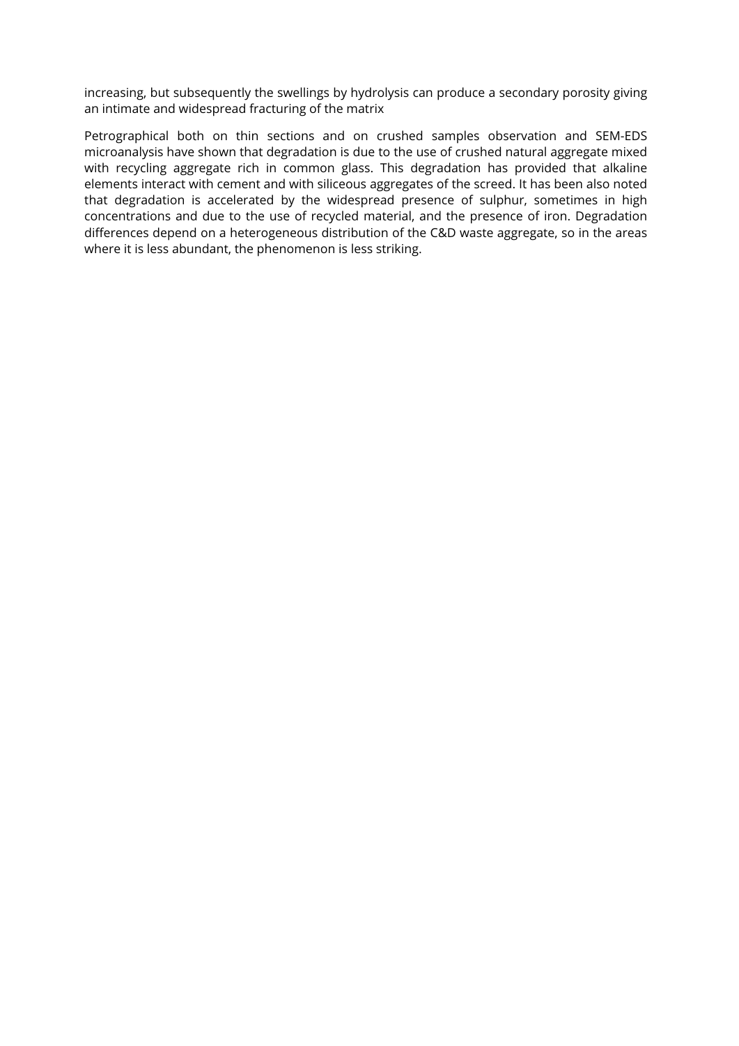increasing, but subsequently the swellings by hydrolysis can produce a secondary porosity giving an intimate and widespread fracturing of the matrix

Petrographical both on thin sections and on crushed samples observation and SEM-EDS microanalysis have shown that degradation is due to the use of crushed natural aggregate mixed with recycling aggregate rich in common glass. This degradation has provided that alkaline elements interact with cement and with siliceous aggregates of the screed. It has been also noted that degradation is accelerated by the widespread presence of sulphur, sometimes in high concentrations and due to the use of recycled material, and the presence of iron. Degradation differences depend on a heterogeneous distribution of the C&D waste aggregate, so in the areas where it is less abundant, the phenomenon is less striking.